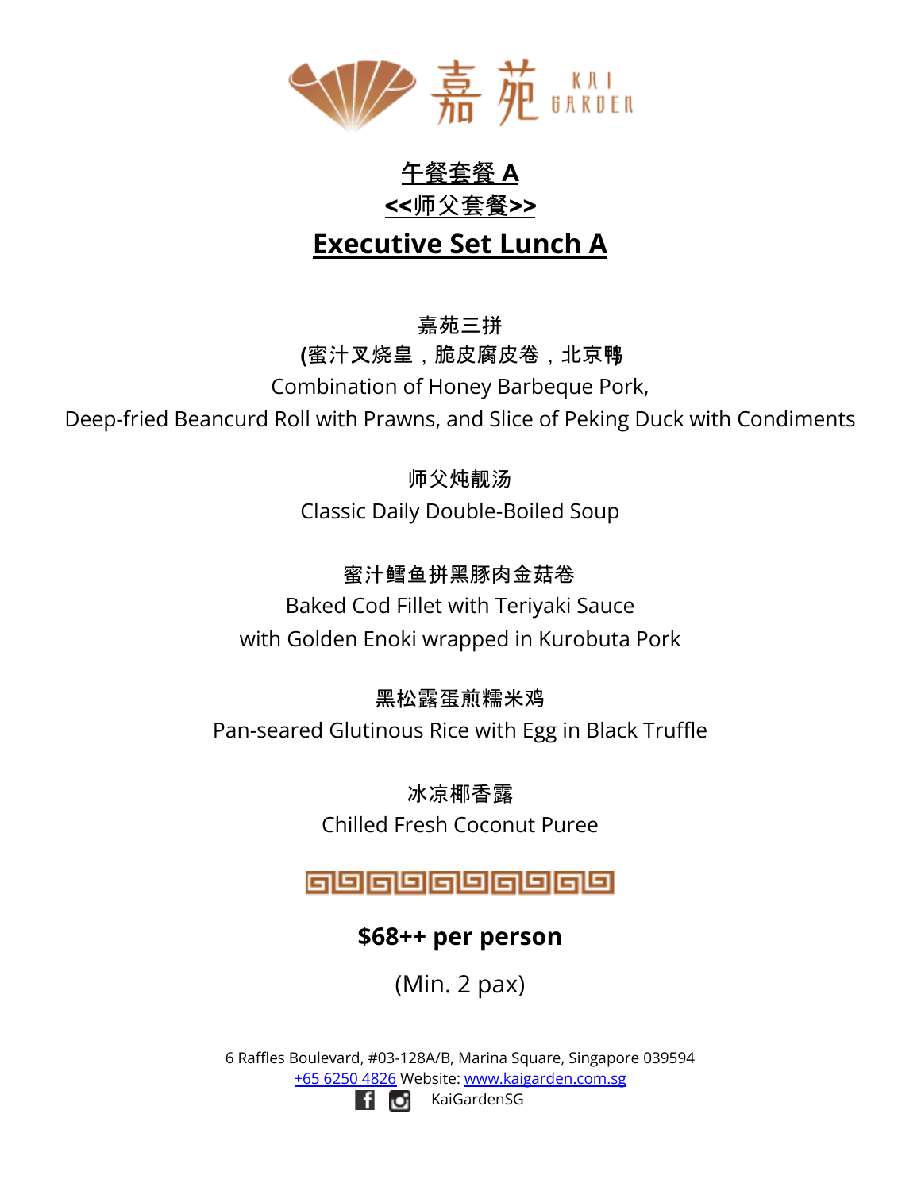嘉苑 KAI GARDEN

# 午餐套餐 A

# <<师父套餐>>

# Executive Set Lunch A

嘉苑三拼

(蜜汁叉烧皇，脆皮腐皮卷，北京鸭

Combination of Honey Barbeque Pork,

Deep-fried Beancurd Roll with Prawns, and Slice of Peking Duck with Condiments

师父炖靓汤

Classic Daily Double-Boiled Soup

蜜汁鳕鱼拼黑豚肉金菇卷

Baked Cod Fillet with Teriyaki Sauce

with Golden Enoki wrapped in Kurobuta Pork

黑松露蛋煎糯米鸡

Pan-seared Glutinous Rice with Egg in Black Truffle

冰凉椰香露

Chilled Fresh Coconut Puree

**$68++ per person**

(Min. 2 pax)

6 Raffles Boulevard, #03-128A/B, Marina Square, Singapore 039594

+65 6250 4826 Website: www.kaigarden.com.sg

KaiGardenSG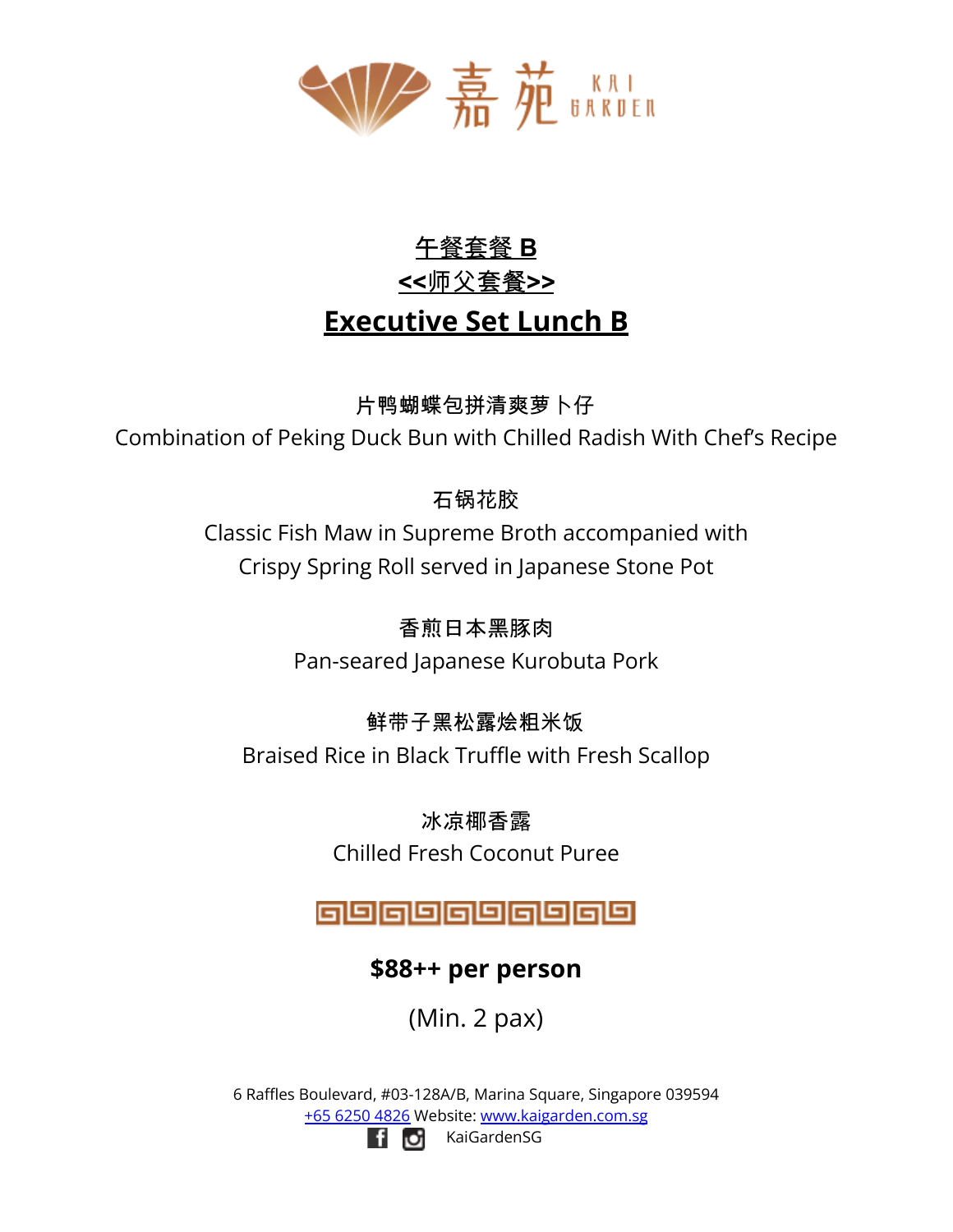嘉苑 KAI GARDEN

# 午餐套餐 B

## <<师父套餐>>

# Executive Set Lunch B

片鸭蝴蝶包拼清爽萝卜仔
Combination of Peking Duck Bun with Chilled Radish With Chef's Recipe

石锅花胶
Classic Fish Maw in Supreme Broth accompanied with
Crispy Spring Roll served in Japanese Stone Pot

香煎日本黑豚肉
Pan-seared Japanese Kurobuta Pork

鲜带子黑松露烩粗米饭
Braised Rice in Black Truffle with Fresh Scallop

冰凉椰香露
Chilled Fresh Coconut Puree

**$88++ per person**

(Min. 2 pax)

6 Raffles Boulevard, #03-128A/B, Marina Square, Singapore 039594
+65 6250 4826 Website: www.kaigarden.com.sg
KaiGardenSG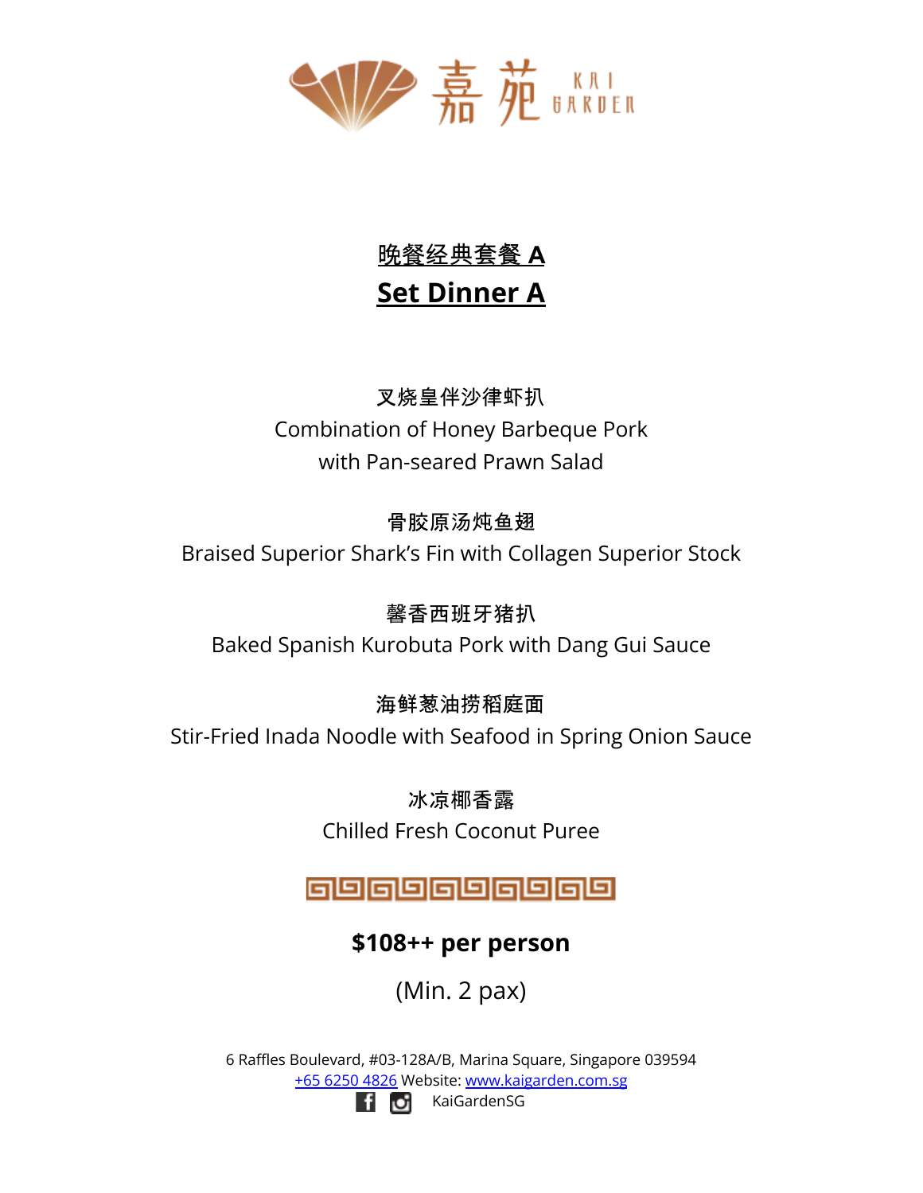嘉苑 KAI GARDEN

# 晚餐经典套餐 A
# Set Dinner A

叉烧皇伴沙律虾扒
Combination of Honey Barbeque Pork
with Pan-seared Prawn Salad

骨胶原汤炖鱼翅
Braised Superior Shark's Fin with Collagen Superior Stock

馨香西班牙猪扒
Baked Spanish Kurobuta Pork with Dang Gui Sauce

海鲜葱油捞稻庭面
Stir-Fried Inada Noodle with Seafood in Spring Onion Sauce

冰凉椰香露
Chilled Fresh Coconut Puree

**$108++ per person**

(Min. 2 pax)

6 Raffles Boulevard, #03-128A/B, Marina Square, Singapore 039594
+65 6250 4826 Website: www.kaigarden.com.sg
KaiGardenSG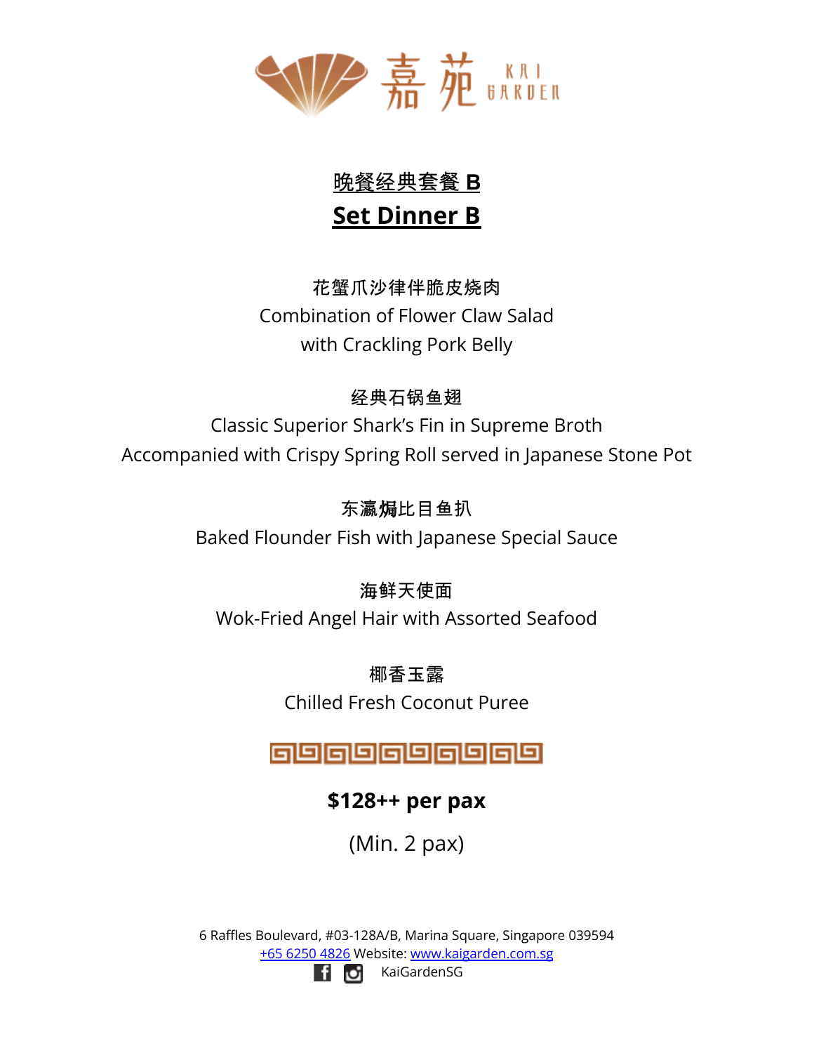嘉苑 KAI GARDEN

# 晚餐经典套餐 B
# Set Dinner B

花蟹爪沙律伴脆皮烧肉
Combination of Flower Claw Salad
with Crackling Pork Belly

经典石锅鱼翅
Classic Superior Shark's Fin in Supreme Broth
Accompanied with Crispy Spring Roll served in Japanese Stone Pot

东瀛焗比目鱼扒
Baked Flounder Fish with Japanese Special Sauce

海鲜天使面
Wok-Fried Angel Hair with Assorted Seafood

椰香玉露
Chilled Fresh Coconut Puree

**$128++ per pax**

(Min. 2 pax)

6 Raffles Boulevard, #03-128A/B, Marina Square, Singapore 039594
+65 6250 4826 Website: www.kaigarden.com.sg
KaiGardenSG